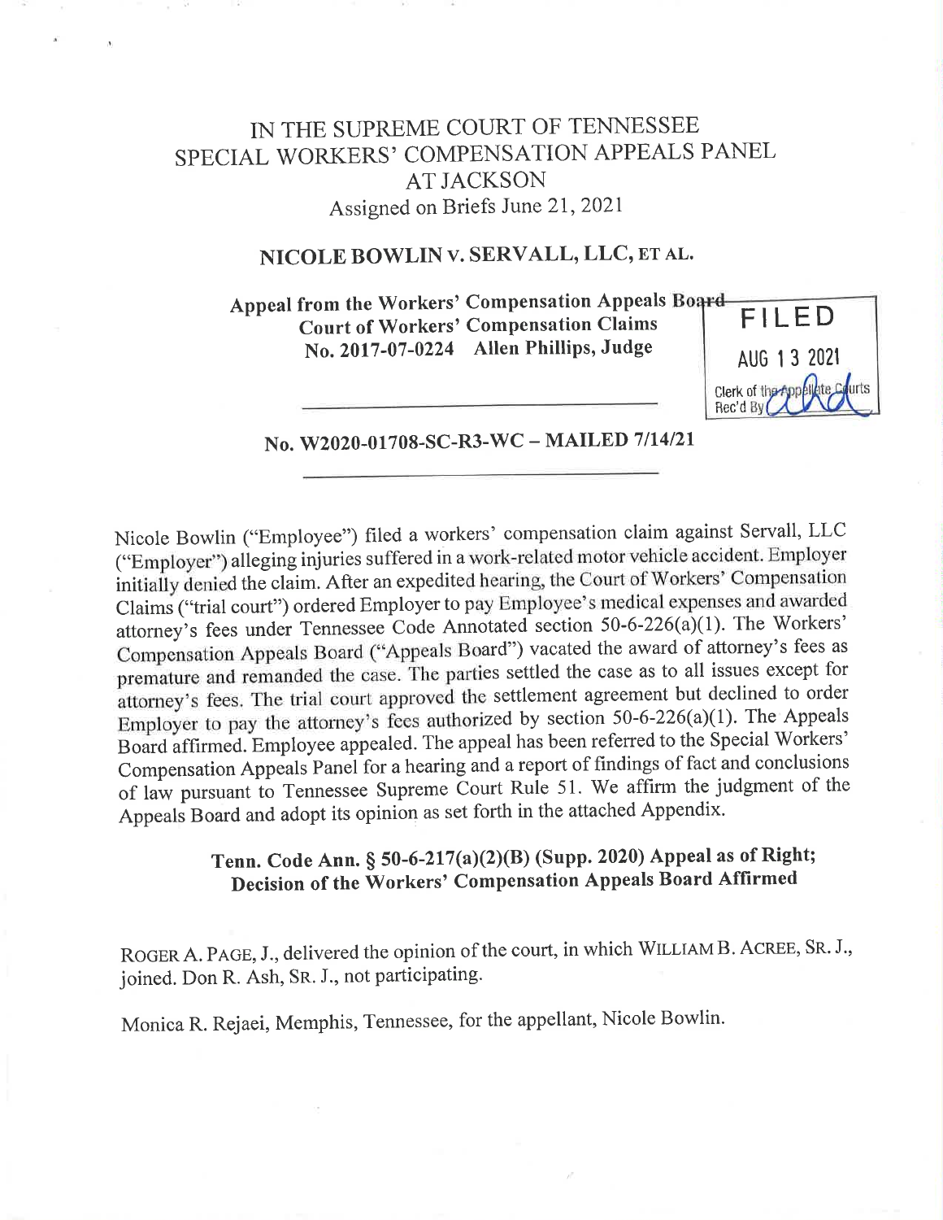# IN THE SUPREME COURT OF TENNESSEE
# SPECIAL WORKERS' COMPENSATION APPEALS PANEL
# AT JACKSON

Assigned on Briefs June 21, 2021

## NICOLE BOWLIN v. SERVALL, LLC, ET AL.

**Appeal from the Workers' Compensation Appeals Board**
**Court of Workers' Compensation Claims**
**No. 2017-07-0224 Allen Phillips, Judge**

FILED
AUG 13 2021
Clerk of the Appellate Courts
Rec'd By

---

**No. W2020-01708-SC-R3-WC – MAILED 7/14/21**

---

Nicole Bowlin ("Employee") filed a workers' compensation claim against Servall, LLC ("Employer") alleging injuries suffered in a work-related motor vehicle accident. Employer initially denied the claim. After an expedited hearing, the Court of Workers' Compensation Claims ("trial court") ordered Employer to pay Employee's medical expenses and awarded attorney's fees under Tennessee Code Annotated section 50-6-226(a)(1). The Workers' Compensation Appeals Board ("Appeals Board") vacated the award of attorney's fees as premature and remanded the case. The parties settled the case as to all issues except for attorney's fees. The trial court approved the settlement agreement but declined to order Employer to pay the attorney's fees authorized by section 50-6-226(a)(1). The Appeals Board affirmed. Employee appealed. The appeal has been referred to the Special Workers' Compensation Appeals Panel for a hearing and a report of findings of fact and conclusions of law pursuant to Tennessee Supreme Court Rule 51. We affirm the judgment of the Appeals Board and adopt its opinion as set forth in the attached Appendix.

**Tenn. Code Ann. § 50-6-217(a)(2)(B) (Supp. 2020) Appeal as of Right; Decision of the Workers' Compensation Appeals Board Affirmed**

ROGER A. PAGE, J., delivered the opinion of the court, in which WILLIAM B. ACREE, SR. J., joined. DON R. ASH, SR. J., not participating.

Monica R. Rejaei, Memphis, Tennessee, for the appellant, Nicole Bowlin.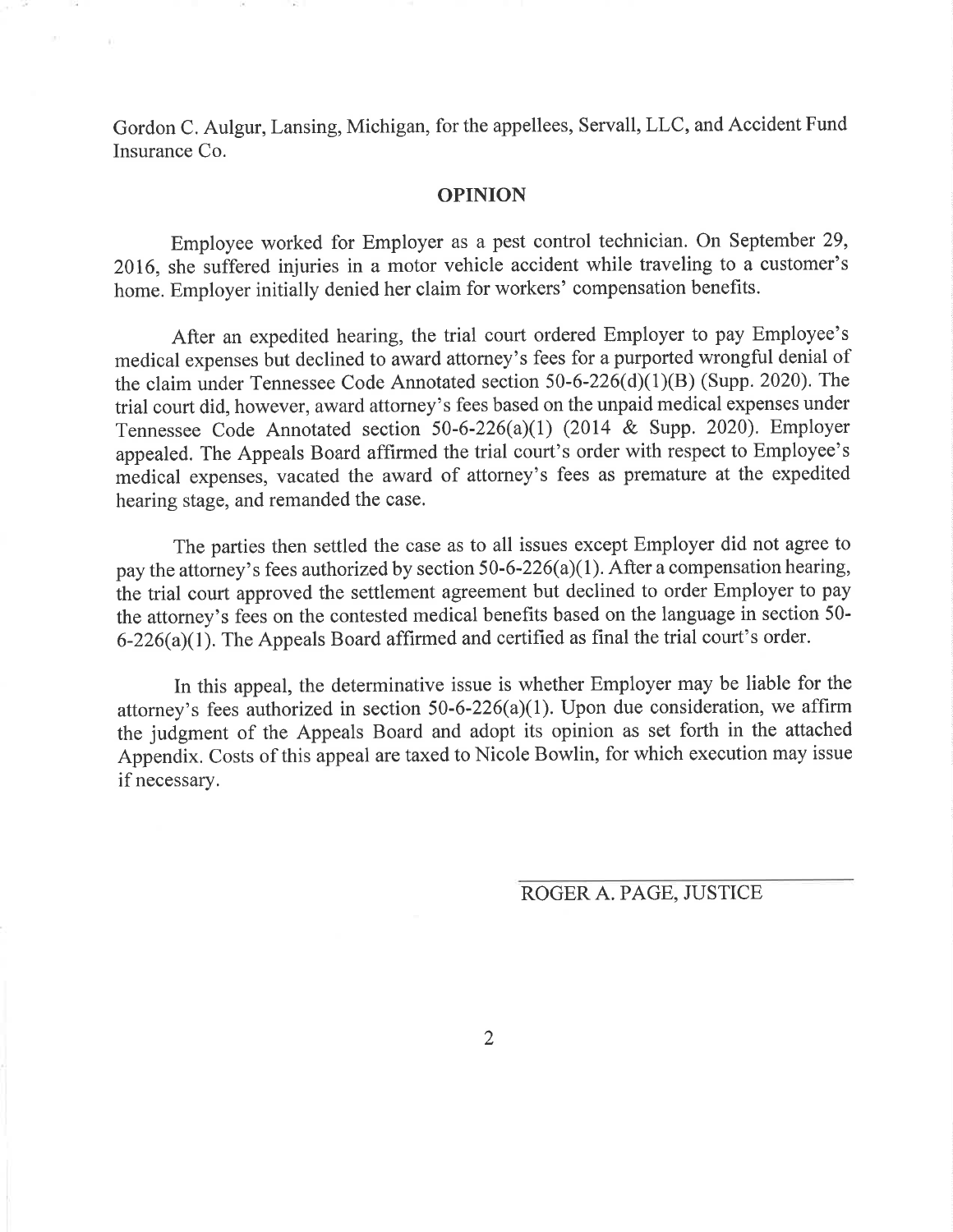Gordon C. Aulgur, Lansing, Michigan, for the appellees, Servall, LLC, and Accident Fund Insurance Co.

## OPINION

Employee worked for Employer as a pest control technician. On September 29, 2016, she suffered injuries in a motor vehicle accident while traveling to a customer's home. Employer initially denied her claim for workers' compensation benefits.

After an expedited hearing, the trial court ordered Employer to pay Employee's medical expenses but declined to award attorney's fees for a purported wrongful denial of the claim under Tennessee Code Annotated section 50-6-226(d)(1)(B) (Supp. 2020). The trial court did, however, award attorney's fees based on the unpaid medical expenses under Tennessee Code Annotated section 50-6-226(a)(1) (2014 & Supp. 2020). Employer appealed. The Appeals Board affirmed the trial court's order with respect to Employee's medical expenses, vacated the award of attorney's fees as premature at the expedited hearing stage, and remanded the case.

The parties then settled the case as to all issues except Employer did not agree to pay the attorney's fees authorized by section 50-6-226(a)(1). After a compensation hearing, the trial court approved the settlement agreement but declined to order Employer to pay the attorney's fees on the contested medical benefits based on the language in section 50-6-226(a)(1). The Appeals Board affirmed and certified as final the trial court's order.

In this appeal, the determinative issue is whether Employer may be liable for the attorney's fees authorized in section 50-6-226(a)(1). Upon due consideration, we affirm the judgment of the Appeals Board and adopt its opinion as set forth in the attached Appendix. Costs of this appeal are taxed to Nicole Bowlin, for which execution may issue if necessary.

ROGER A. PAGE, JUSTICE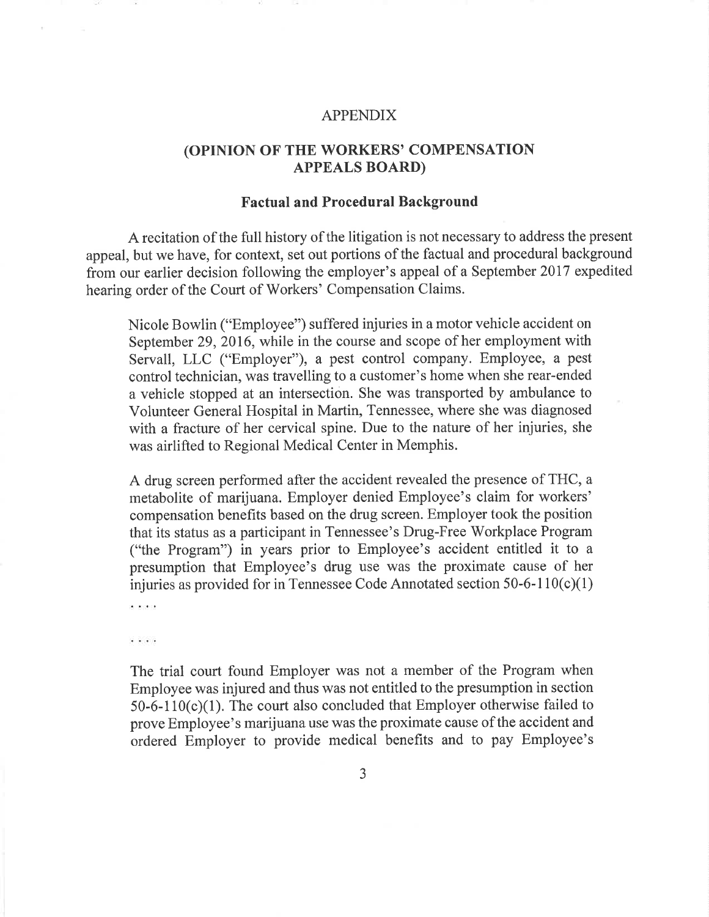## APPENDIX

## (OPINION OF THE WORKERS' COMPENSATION APPEALS BOARD)

### Factual and Procedural Background

A recitation of the full history of the litigation is not necessary to address the present appeal, but we have, for context, set out portions of the factual and procedural background from our earlier decision following the employer's appeal of a September 2017 expedited hearing order of the Court of Workers' Compensation Claims.

> Nicole Bowlin ("Employee") suffered injuries in a motor vehicle accident on September 29, 2016, while in the course and scope of her employment with Servall, LLC ("Employer"), a pest control company. Employee, a pest control technician, was travelling to a customer's home when she rear-ended a vehicle stopped at an intersection. She was transported by ambulance to Volunteer General Hospital in Martin, Tennessee, where she was diagnosed with a fracture of her cervical spine. Due to the nature of her injuries, she was airlifted to Regional Medical Center in Memphis.
>
> A drug screen performed after the accident revealed the presence of THC, a metabolite of marijuana. Employer denied Employee's claim for workers' compensation benefits based on the drug screen. Employer took the position that its status as a participant in Tennessee's Drug-Free Workplace Program ("the Program") in years prior to Employee's accident entitled it to a presumption that Employee's drug use was the proximate cause of her injuries as provided for in Tennessee Code Annotated section 50-6-110(c)(1) . . . .
>
> . . . .
>
> The trial court found Employer was not a member of the Program when Employee was injured and thus was not entitled to the presumption in section 50-6-110(c)(1). The court also concluded that Employer otherwise failed to prove Employee's marijuana use was the proximate cause of the accident and ordered Employer to provide medical benefits and to pay Employee's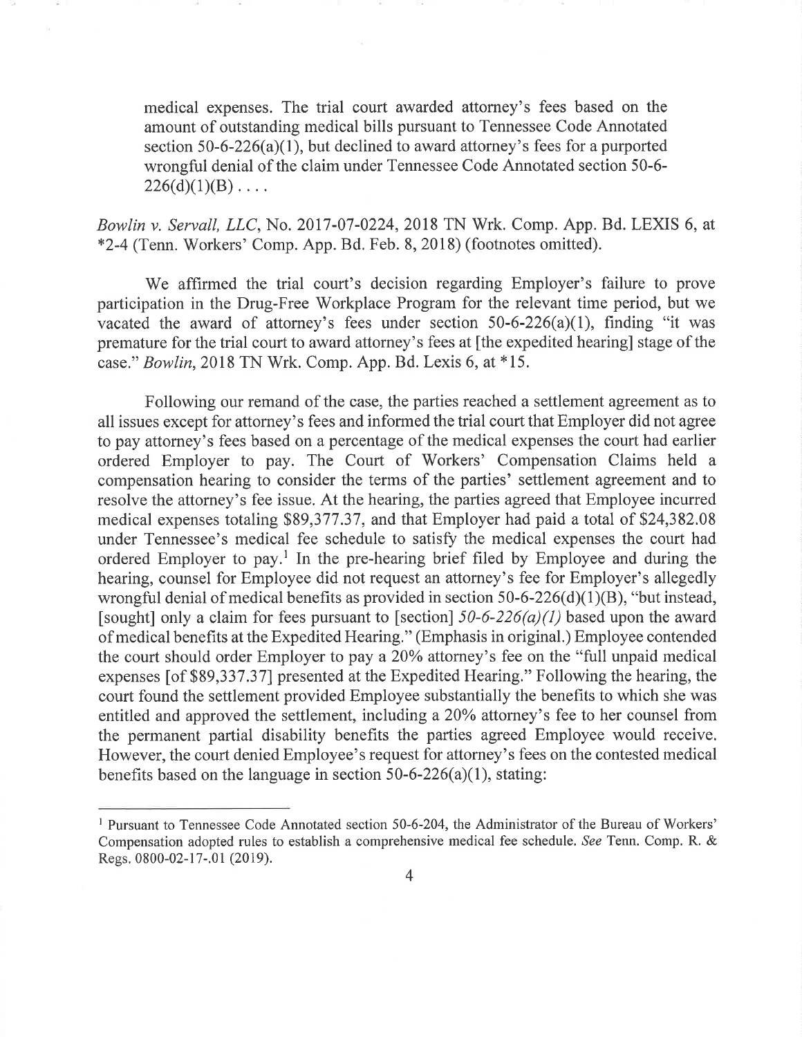> medical expenses. The trial court awarded attorney's fees based on the amount of outstanding medical bills pursuant to Tennessee Code Annotated section 50-6-226(a)(1), but declined to award attorney's fees for a purported wrongful denial of the claim under Tennessee Code Annotated section 50-6-226(d)(1)(B) . . . .

*Bowlin v. Servall, LLC*, No. 2017-07-0224, 2018 TN Wrk. Comp. App. Bd. LEXIS 6, at *2-4 (Tenn. Workers' Comp. App. Bd. Feb. 8, 2018) (footnotes omitted).

We affirmed the trial court's decision regarding Employer's failure to prove participation in the Drug-Free Workplace Program for the relevant time period, but we vacated the award of attorney's fees under section 50-6-226(a)(1), finding "it was premature for the trial court to award attorney's fees at [the expedited hearing] stage of the case." *Bowlin*, 2018 TN Wrk. Comp. App. Bd. Lexis 6, at *15.

Following our remand of the case, the parties reached a settlement agreement as to all issues except for attorney's fees and informed the trial court that Employer did not agree to pay attorney's fees based on a percentage of the medical expenses the court had earlier ordered Employer to pay. The Court of Workers' Compensation Claims held a compensation hearing to consider the terms of the parties' settlement agreement and to resolve the attorney's fee issue. At the hearing, the parties agreed that Employee incurred medical expenses totaling $89,377.37, and that Employer had paid a total of $24,382.08 under Tennessee's medical fee schedule to satisfy the medical expenses the court had ordered Employer to pay.[1] In the pre-hearing brief filed by Employee and during the hearing, counsel for Employee did not request an attorney's fee for Employer's allegedly wrongful denial of medical benefits as provided in section 50-6-226(d)(1)(B), "but instead, [sought] only a claim for fees pursuant to [section] *50-6-226(a)(1)* based upon the award of medical benefits at the Expedited Hearing." (Emphasis in original.) Employee contended the court should order Employer to pay a 20% attorney's fee on the "full unpaid medical expenses [of $89,337.37] presented at the Expedited Hearing." Following the hearing, the court found the settlement provided Employee substantially the benefits to which she was entitled and approved the settlement, including a 20% attorney's fee to her counsel from the permanent partial disability benefits the parties agreed Employee would receive. However, the court denied Employee's request for attorney's fees on the contested medical benefits based on the language in section 50-6-226(a)(1), stating:

---

[1] Pursuant to Tennessee Code Annotated section 50-6-204, the Administrator of the Bureau of Workers' Compensation adopted rules to establish a comprehensive medical fee schedule. *See* Tenn. Comp. R. & Regs. 0800-02-17-.01 (2019).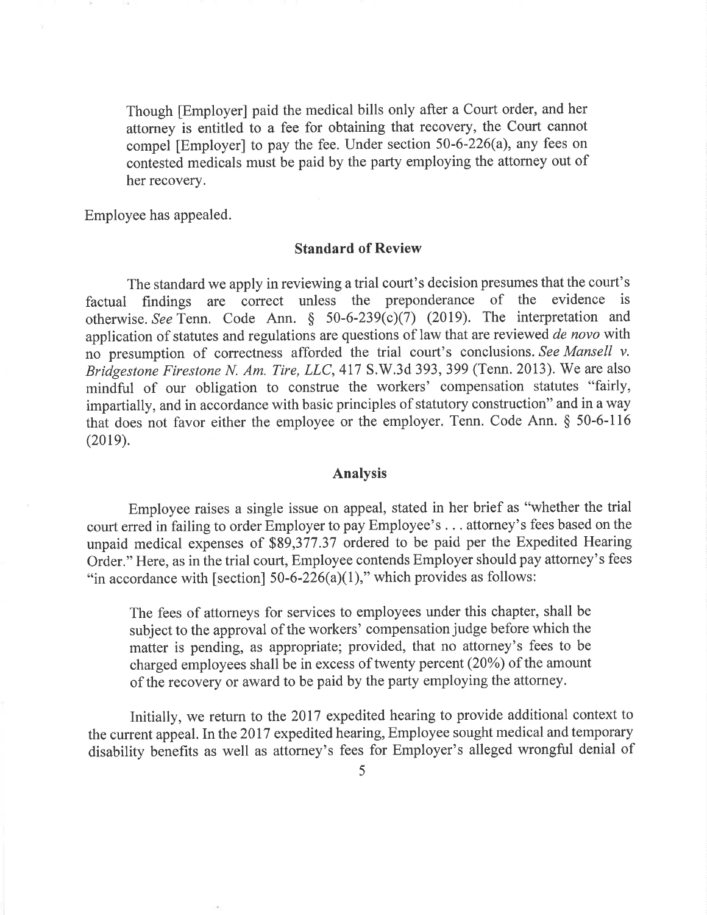> Though [Employer] paid the medical bills only after a Court order, and her attorney is entitled to a fee for obtaining that recovery, the Court cannot compel [Employer] to pay the fee. Under section 50-6-226(a), any fees on contested medicals must be paid by the party employing the attorney out of her recovery.

Employee has appealed.

## Standard of Review

The standard we apply in reviewing a trial court's decision presumes that the court's factual findings are correct unless the preponderance of the evidence is otherwise. *See* Tenn. Code Ann. § 50-6-239(c)(7) (2019). The interpretation and application of statutes and regulations are questions of law that are reviewed *de novo* with no presumption of correctness afforded the trial court's conclusions. *See Mansell v. Bridgestone Firestone N. Am. Tire, LLC*, 417 S.W.3d 393, 399 (Tenn. 2013). We are also mindful of our obligation to construe the workers' compensation statutes "fairly, impartially, and in accordance with basic principles of statutory construction" and in a way that does not favor either the employee or the employer. Tenn. Code Ann. § 50-6-116 (2019).

## Analysis

Employee raises a single issue on appeal, stated in her brief as "whether the trial court erred in failing to order Employer to pay Employee's . . . attorney's fees based on the unpaid medical expenses of $89,377.37 ordered to be paid per the Expedited Hearing Order." Here, as in the trial court, Employee contends Employer should pay attorney's fees "in accordance with [section] 50-6-226(a)(1)," which provides as follows:

> The fees of attorneys for services to employees under this chapter, shall be subject to the approval of the workers' compensation judge before which the matter is pending, as appropriate; provided, that no attorney's fees to be charged employees shall be in excess of twenty percent (20%) of the amount of the recovery or award to be paid by the party employing the attorney.

Initially, we return to the 2017 expedited hearing to provide additional context to the current appeal. In the 2017 expedited hearing, Employee sought medical and temporary disability benefits as well as attorney's fees for Employer's alleged wrongful denial of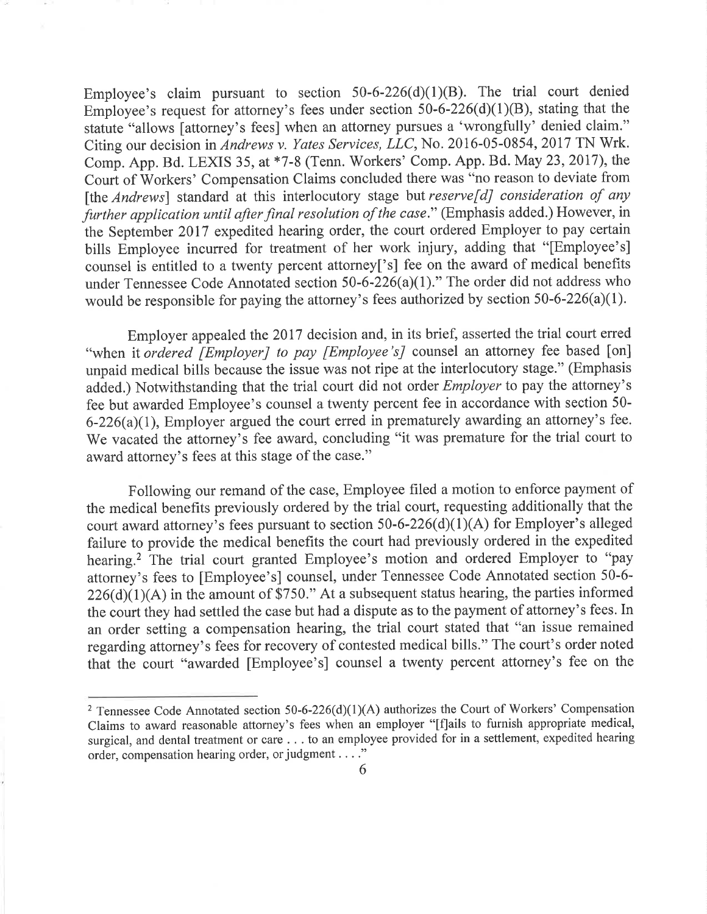Employee's claim pursuant to section 50-6-226(d)(1)(B). The trial court denied Employee's request for attorney's fees under section 50-6-226(d)(1)(B), stating that the statute "allows [attorney's fees] when an attorney pursues a 'wrongfully' denied claim." Citing our decision in *Andrews v. Yates Services, LLC*, No. 2016-05-0854, 2017 TN Wrk. Comp. App. Bd. LEXIS 35, at *7-8 (Tenn. Workers' Comp. App. Bd. May 23, 2017), the Court of Workers' Compensation Claims concluded there was "no reason to deviate from [the *Andrews*] standard at this interlocutory stage but *reserve[d] consideration of any further application until after final resolution of the case*." (Emphasis added.) However, in the September 2017 expedited hearing order, the court ordered Employer to pay certain bills Employee incurred for treatment of her work injury, adding that "[Employee's] counsel is entitled to a twenty percent attorney['s] fee on the award of medical benefits under Tennessee Code Annotated section 50-6-226(a)(1)." The order did not address who would be responsible for paying the attorney's fees authorized by section 50-6-226(a)(1).

Employer appealed the 2017 decision and, in its brief, asserted the trial court erred "when it *ordered [Employer] to pay [Employee's]* counsel an attorney fee based [on] unpaid medical bills because the issue was not ripe at the interlocutory stage." (Emphasis added.) Notwithstanding that the trial court did not order *Employer* to pay the attorney's fee but awarded Employee's counsel a twenty percent fee in accordance with section 50-6-226(a)(1), Employer argued the court erred in prematurely awarding an attorney's fee. We vacated the attorney's fee award, concluding "it was premature for the trial court to award attorney's fees at this stage of the case."

Following our remand of the case, Employee filed a motion to enforce payment of the medical benefits previously ordered by the trial court, requesting additionally that the court award attorney's fees pursuant to section 50-6-226(d)(1)(A) for Employer's alleged failure to provide the medical benefits the court had previously ordered in the expedited hearing.[2] The trial court granted Employee's motion and ordered Employer to "pay attorney's fees to [Employee's] counsel, under Tennessee Code Annotated section 50-6-226(d)(1)(A) in the amount of $750." At a subsequent status hearing, the parties informed the court they had settled the case but had a dispute as to the payment of attorney's fees. In an order setting a compensation hearing, the trial court stated that "an issue remained regarding attorney's fees for recovery of contested medical bills." The court's order noted that the court "awarded [Employee's] counsel a twenty percent attorney's fee on the

---

[2] Tennessee Code Annotated section 50-6-226(d)(1)(A) authorizes the Court of Workers' Compensation Claims to award reasonable attorney's fees when an employer "[f]ails to furnish appropriate medical, surgical, and dental treatment or care . . . to an employee provided for in a settlement, expedited hearing order, compensation hearing order, or judgment . . . ."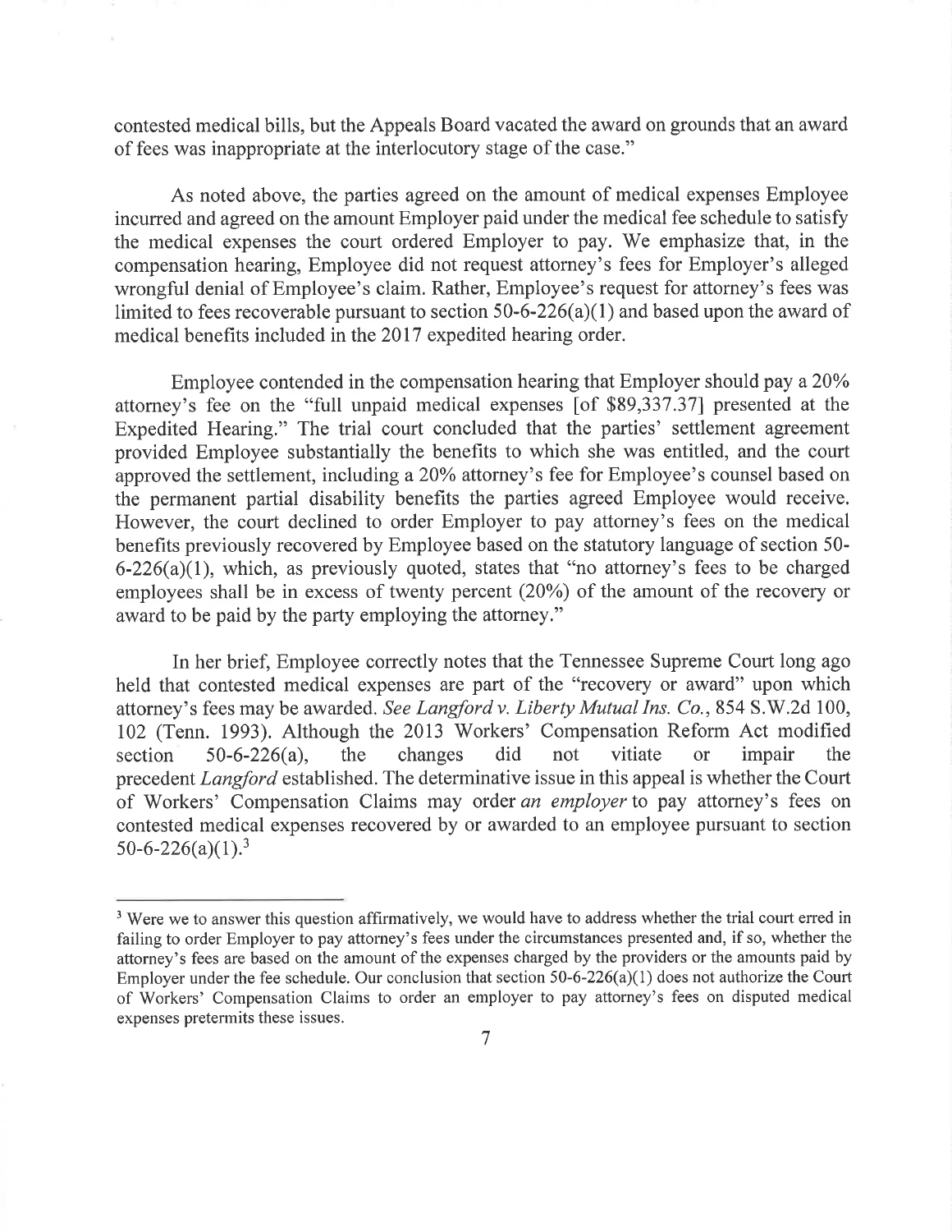contested medical bills, but the Appeals Board vacated the award on grounds that an award of fees was inappropriate at the interlocutory stage of the case."

As noted above, the parties agreed on the amount of medical expenses Employee incurred and agreed on the amount Employer paid under the medical fee schedule to satisfy the medical expenses the court ordered Employer to pay. We emphasize that, in the compensation hearing, Employee did not request attorney's fees for Employer's alleged wrongful denial of Employee's claim. Rather, Employee's request for attorney's fees was limited to fees recoverable pursuant to section 50-6-226(a)(1) and based upon the award of medical benefits included in the 2017 expedited hearing order.

Employee contended in the compensation hearing that Employer should pay a 20% attorney's fee on the "full unpaid medical expenses [of $89,337.37] presented at the Expedited Hearing." The trial court concluded that the parties' settlement agreement provided Employee substantially the benefits to which she was entitled, and the court approved the settlement, including a 20% attorney's fee for Employee's counsel based on the permanent partial disability benefits the parties agreed Employee would receive. However, the court declined to order Employer to pay attorney's fees on the medical benefits previously recovered by Employee based on the statutory language of section 50-6-226(a)(1), which, as previously quoted, states that "no attorney's fees to be charged employees shall be in excess of twenty percent (20%) of the amount of the recovery or award to be paid by the party employing the attorney."

In her brief, Employee correctly notes that the Tennessee Supreme Court long ago held that contested medical expenses are part of the "recovery or award" upon which attorney's fees may be awarded. *See Langford v. Liberty Mutual Ins. Co.*, 854 S.W.2d 100, 102 (Tenn. 1993). Although the 2013 Workers' Compensation Reform Act modified section 50-6-226(a), the changes did not vitiate or impair the precedent *Langford* established. The determinative issue in this appeal is whether the Court of Workers' Compensation Claims may order *an employer* to pay attorney's fees on contested medical expenses recovered by or awarded to an employee pursuant to section 50-6-226(a)(1).[3]

---

[3] Were we to answer this question affirmatively, we would have to address whether the trial court erred in failing to order Employer to pay attorney's fees under the circumstances presented and, if so, whether the attorney's fees are based on the amount of the expenses charged by the providers or the amounts paid by Employer under the fee schedule. Our conclusion that section 50-6-226(a)(1) does not authorize the Court of Workers' Compensation Claims to order an employer to pay attorney's fees on disputed medical expenses pretermits these issues.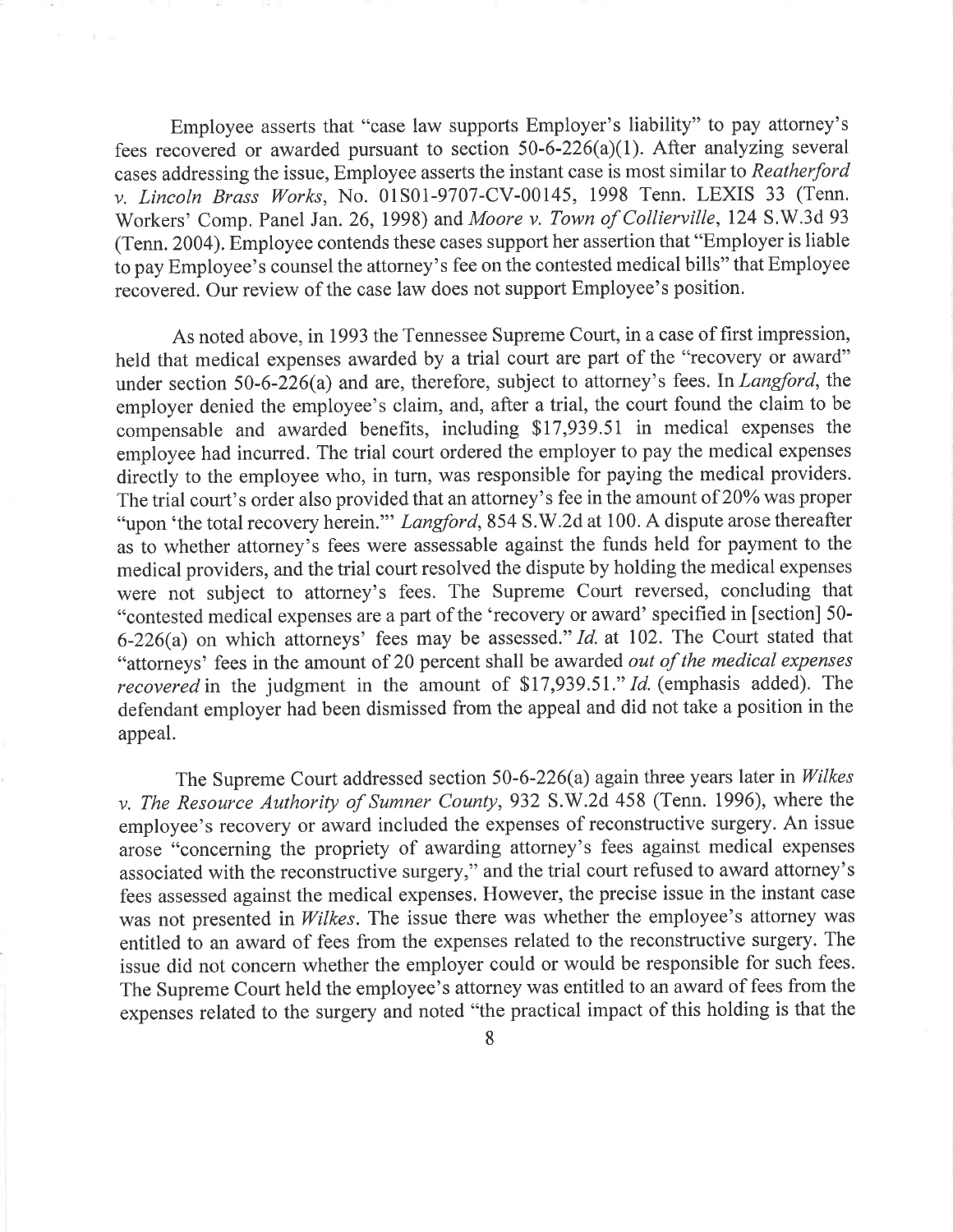Employee asserts that "case law supports Employer's liability" to pay attorney's fees recovered or awarded pursuant to section 50-6-226(a)(1). After analyzing several cases addressing the issue, Employee asserts the instant case is most similar to *Reatherford v. Lincoln Brass Works*, No. 01S01-9707-CV-00145, 1998 Tenn. LEXIS 33 (Tenn. Workers' Comp. Panel Jan. 26, 1998) and *Moore v. Town of Collierville*, 124 S.W.3d 93 (Tenn. 2004). Employee contends these cases support her assertion that "Employer is liable to pay Employee's counsel the attorney's fee on the contested medical bills" that Employee recovered. Our review of the case law does not support Employee's position.

As noted above, in 1993 the Tennessee Supreme Court, in a case of first impression, held that medical expenses awarded by a trial court are part of the "recovery or award" under section 50-6-226(a) and are, therefore, subject to attorney's fees. In *Langford*, the employer denied the employee's claim, and, after a trial, the court found the claim to be compensable and awarded benefits, including $17,939.51 in medical expenses the employee had incurred. The trial court ordered the employer to pay the medical expenses directly to the employee who, in turn, was responsible for paying the medical providers. The trial court's order also provided that an attorney's fee in the amount of 20% was proper "upon 'the total recovery herein.'" *Langford*, 854 S.W.2d at 100. A dispute arose thereafter as to whether attorney's fees were assessable against the funds held for payment to the medical providers, and the trial court resolved the dispute by holding the medical expenses were not subject to attorney's fees. The Supreme Court reversed, concluding that "contested medical expenses are a part of the 'recovery or award' specified in [section] 50-6-226(a) on which attorneys' fees may be assessed." *Id.* at 102. The Court stated that "attorneys' fees in the amount of 20 percent shall be awarded *out of the medical expenses recovered* in the judgment in the amount of $17,939.51." *Id.* (emphasis added). The defendant employer had been dismissed from the appeal and did not take a position in the appeal.

The Supreme Court addressed section 50-6-226(a) again three years later in *Wilkes v. The Resource Authority of Sumner County*, 932 S.W.2d 458 (Tenn. 1996), where the employee's recovery or award included the expenses of reconstructive surgery. An issue arose "concerning the propriety of awarding attorney's fees against medical expenses associated with the reconstructive surgery," and the trial court refused to award attorney's fees assessed against the medical expenses. However, the precise issue in the instant case was not presented in *Wilkes*. The issue there was whether the employee's attorney was entitled to an award of fees from the expenses related to the reconstructive surgery. The issue did not concern whether the employer could or would be responsible for such fees. The Supreme Court held the employee's attorney was entitled to an award of fees from the expenses related to the surgery and noted "the practical impact of this holding is that the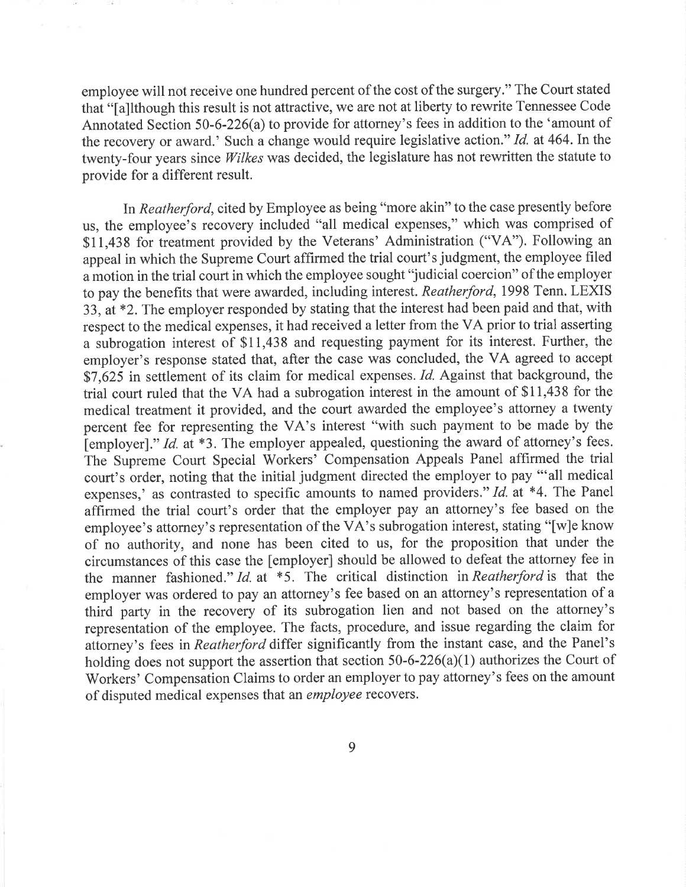employee will not receive one hundred percent of the cost of the surgery." The Court stated that "[a]lthough this result is not attractive, we are not at liberty to rewrite Tennessee Code Annotated Section 50-6-226(a) to provide for attorney's fees in addition to the 'amount of the recovery or award.' Such a change would require legislative action." *Id.* at 464. In the twenty-four years since *Wilkes* was decided, the legislature has not rewritten the statute to provide for a different result.

In *Reatherford*, cited by Employee as being "more akin" to the case presently before us, the employee's recovery included "all medical expenses," which was comprised of $11,438 for treatment provided by the Veterans' Administration ("VA"). Following an appeal in which the Supreme Court affirmed the trial court's judgment, the employee filed a motion in the trial court in which the employee sought "judicial coercion" of the employer to pay the benefits that were awarded, including interest. *Reatherford*, 1998 Tenn. LEXIS 33, at *2. The employer responded by stating that the interest had been paid and that, with respect to the medical expenses, it had received a letter from the VA prior to trial asserting a subrogation interest of $11,438 and requesting payment for its interest. Further, the employer's response stated that, after the case was concluded, the VA agreed to accept $7,625 in settlement of its claim for medical expenses. *Id.* Against that background, the trial court ruled that the VA had a subrogation interest in the amount of $11,438 for the medical treatment it provided, and the court awarded the employee's attorney a twenty percent fee for representing the VA's interest "with such payment to be made by the [employer]." *Id.* at *3. The employer appealed, questioning the award of attorney's fees. The Supreme Court Special Workers' Compensation Appeals Panel affirmed the trial court's order, noting that the initial judgment directed the employer to pay "'all medical expenses,' as contrasted to specific amounts to named providers." *Id.* at *4. The Panel affirmed the trial court's order that the employer pay an attorney's fee based on the employee's attorney's representation of the VA's subrogation interest, stating "[w]e know of no authority, and none has been cited to us, for the proposition that under the circumstances of this case the [employer] should be allowed to defeat the attorney fee in the manner fashioned." *Id.* at *5. The critical distinction in *Reatherford* is that the employer was ordered to pay an attorney's fee based on an attorney's representation of a third party in the recovery of its subrogation lien and not based on the attorney's representation of the employee. The facts, procedure, and issue regarding the claim for attorney's fees in *Reatherford* differ significantly from the instant case, and the Panel's holding does not support the assertion that section 50-6-226(a)(1) authorizes the Court of Workers' Compensation Claims to order an employer to pay attorney's fees on the amount of disputed medical expenses that an *employee* recovers.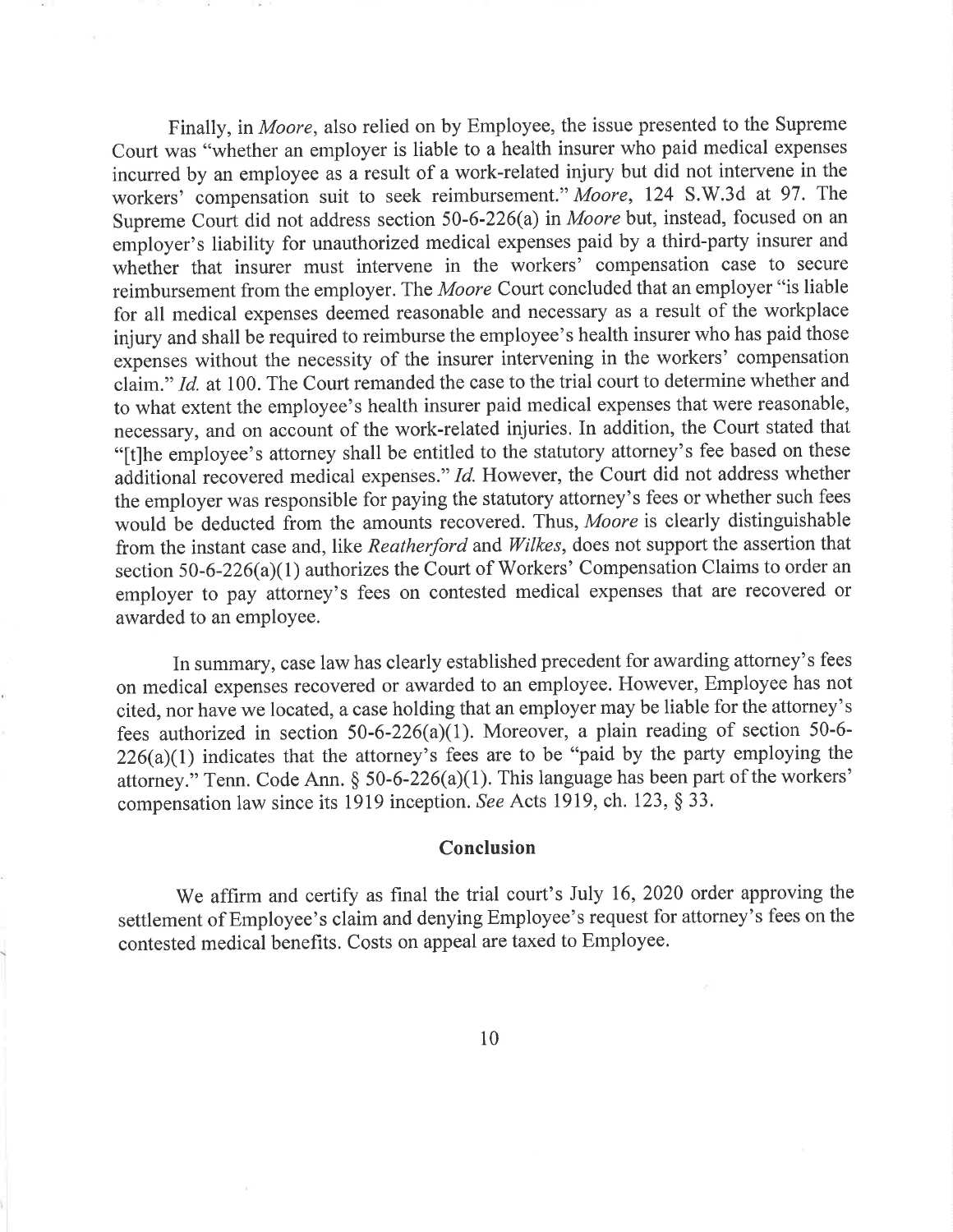Finally, in *Moore*, also relied on by Employee, the issue presented to the Supreme Court was "whether an employer is liable to a health insurer who paid medical expenses incurred by an employee as a result of a work-related injury but did not intervene in the workers' compensation suit to seek reimbursement." *Moore*, 124 S.W.3d at 97. The Supreme Court did not address section 50-6-226(a) in *Moore* but, instead, focused on an employer's liability for unauthorized medical expenses paid by a third-party insurer and whether that insurer must intervene in the workers' compensation case to secure reimbursement from the employer. The *Moore* Court concluded that an employer "is liable for all medical expenses deemed reasonable and necessary as a result of the workplace injury and shall be required to reimburse the employee's health insurer who has paid those expenses without the necessity of the insurer intervening in the workers' compensation claim." *Id.* at 100. The Court remanded the case to the trial court to determine whether and to what extent the employee's health insurer paid medical expenses that were reasonable, necessary, and on account of the work-related injuries. In addition, the Court stated that "[t]he employee's attorney shall be entitled to the statutory attorney's fee based on these additional recovered medical expenses." *Id.* However, the Court did not address whether the employer was responsible for paying the statutory attorney's fees or whether such fees would be deducted from the amounts recovered. Thus, *Moore* is clearly distinguishable from the instant case and, like *Reatherford* and *Wilkes*, does not support the assertion that section 50-6-226(a)(1) authorizes the Court of Workers' Compensation Claims to order an employer to pay attorney's fees on contested medical expenses that are recovered or awarded to an employee.

In summary, case law has clearly established precedent for awarding attorney's fees on medical expenses recovered or awarded to an employee. However, Employee has not cited, nor have we located, a case holding that an employer may be liable for the attorney's fees authorized in section 50-6-226(a)(1). Moreover, a plain reading of section 50-6-226(a)(1) indicates that the attorney's fees are to be "paid by the party employing the attorney." Tenn. Code Ann. § 50-6-226(a)(1). This language has been part of the workers' compensation law since its 1919 inception. *See* Acts 1919, ch. 123, § 33.

## Conclusion

We affirm and certify as final the trial court's July 16, 2020 order approving the settlement of Employee's claim and denying Employee's request for attorney's fees on the contested medical benefits. Costs on appeal are taxed to Employee.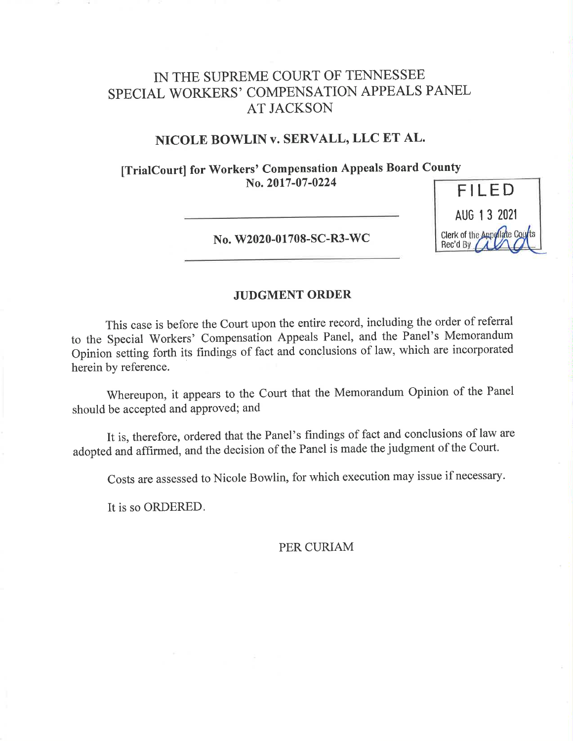# IN THE SUPREME COURT OF TENNESSEE
# SPECIAL WORKERS' COMPENSATION APPEALS PANEL
# AT JACKSON

## NICOLE BOWLIN v. SERVALL, LLC ET AL.

**[TrialCourt] for Workers' Compensation Appeals Board County**
**No. 2017-07-0224**

FILED
AUG 13 2021
Clerk of the Appellate Courts
Rec'd By

---

**No. W2020-01708-SC-R3-WC**

---

## JUDGMENT ORDER

This case is before the Court upon the entire record, including the order of referral to the Special Workers' Compensation Appeals Panel, and the Panel's Memorandum Opinion setting forth its findings of fact and conclusions of law, which are incorporated herein by reference.

Whereupon, it appears to the Court that the Memorandum Opinion of the Panel should be accepted and approved; and

It is, therefore, ordered that the Panel's findings of fact and conclusions of law are adopted and affirmed, and the decision of the Panel is made the judgment of the Court.

Costs are assessed to Nicole Bowlin, for which execution may issue if necessary.

It is so ORDERED.

PER CURIAM